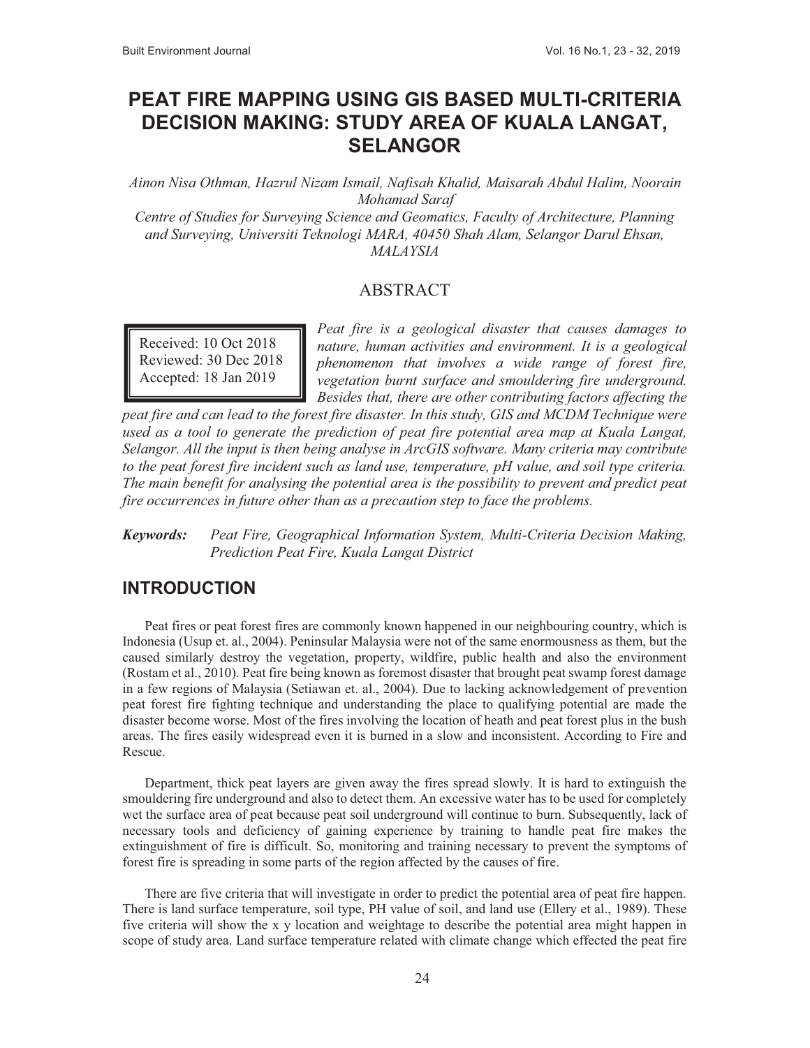# PEAT FIRE MAPPING USING GIS BASED MULTI-CRITERIA DECISION MAKING: STUDY AREA OF KUALA LANGAT, SELANGOR

*Ainon Nisa Othman, Hazrul Nizam Ismail, Nafisah Khalid, Maisarah Abdul Halim, Noorain Mohamad Saraf*

*Centre of Studies for Surveying Science and Geomatics, Faculty of Architecture, Planning and Surveying, Universiti Teknologi MARA, 40450 Shah Alam, Selangor Darul Ehsan, MALAYSIA*

## ABSTRACT

Received: 10 Oct 2018
Reviewed: 30 Dec 2018
Accepted: 18 Jan 2019

*Peat fire is a geological disaster that causes damages to nature, human activities and environment. It is a geological phenomenon that involves a wide range of forest fire, vegetation burnt surface and smouldering fire underground. Besides that, there are other contributing factors affecting the peat fire and can lead to the forest fire disaster. In this study, GIS and MCDM Technique were used as a tool to generate the prediction of peat fire potential area map at Kuala Langat, Selangor. All the input is then being analyse in ArcGIS software. Many criteria may contribute to the peat forest fire incident such as land use, temperature, pH value, and soil type criteria. The main benefit for analysing the potential area is the possibility to prevent and predict peat fire occurrences in future other than as a precaution step to face the problems.*

***Keywords:*** *Peat Fire, Geographical Information System, Multi-Criteria Decision Making, Prediction Peat Fire, Kuala Langat District*

## INTRODUCTION

Peat fires or peat forest fires are commonly known happened in our neighbouring country, which is Indonesia (Usup et. al., 2004). Peninsular Malaysia were not of the same enormousness as them, but the caused similarly destroy the vegetation, property, wildfire, public health and also the environment (Rostam et al., 2010). Peat fire being known as foremost disaster that brought peat swamp forest damage in a few regions of Malaysia (Setiawan et. al., 2004). Due to lacking acknowledgement of prevention peat forest fire fighting technique and understanding the place to qualifying potential are made the disaster become worse. Most of the fires involving the location of heath and peat forest plus in the bush areas. The fires easily widespread even it is burned in a slow and inconsistent. According to Fire and Rescue.

Department, thick peat layers are given away the fires spread slowly. It is hard to extinguish the smouldering fire underground and also to detect them. An excessive water has to be used for completely wet the surface area of peat because peat soil underground will continue to burn. Subsequently, lack of necessary tools and deficiency of gaining experience by training to handle peat fire makes the extinguishment of fire is difficult. So, monitoring and training necessary to prevent the symptoms of forest fire is spreading in some parts of the region affected by the causes of fire.

There are five criteria that will investigate in order to predict the potential area of peat fire happen. There is land surface temperature, soil type, PH value of soil, and land use (Ellery et al., 1989). These five criteria will show the x y location and weightage to describe the potential area might happen in scope of study area. Land surface temperature related with climate change which effected the peat fire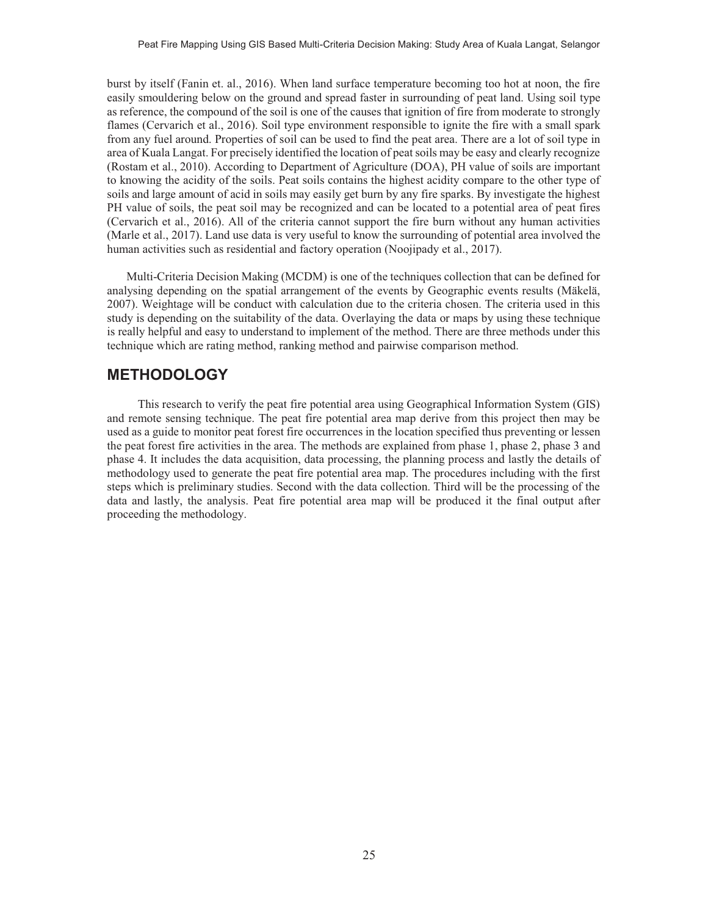burst by itself (Fanin et. al., 2016). When land surface temperature becoming too hot at noon, the fire easily smouldering below on the ground and spread faster in surrounding of peat land. Using soil type as reference, the compound of the soil is one of the causes that ignition of fire from moderate to strongly flames (Cervarich et al., 2016). Soil type environment responsible to ignite the fire with a small spark from any fuel around. Properties of soil can be used to find the peat area. There are a lot of soil type in area of Kuala Langat. For precisely identified the location of peat soils may be easy and clearly recognize (Rostam et al., 2010). According to Department of Agriculture (DOA), PH value of soils are important to knowing the acidity of the soils. Peat soils contains the highest acidity compare to the other type of soils and large amount of acid in soils may easily get burn by any fire sparks. By investigate the highest PH value of soils, the peat soil may be recognized and can be located to a potential area of peat fires (Cervarich et al., 2016). All of the criteria cannot support the fire burn without any human activities (Marle et al., 2017). Land use data is very useful to know the surrounding of potential area involved the human activities such as residential and factory operation (Noojipady et al., 2017).

Multi-Criteria Decision Making (MCDM) is one of the techniques collection that can be defined for analysing depending on the spatial arrangement of the events by Geographic events results (Mäkelä, 2007). Weightage will be conduct with calculation due to the criteria chosen. The criteria used in this study is depending on the suitability of the data. Overlaying the data or maps by using these technique is really helpful and easy to understand to implement of the method. There are three methods under this technique which are rating method, ranking method and pairwise comparison method.

## METHODOLOGY

This research to verify the peat fire potential area using Geographical Information System (GIS) and remote sensing technique. The peat fire potential area map derive from this project then may be used as a guide to monitor peat forest fire occurrences in the location specified thus preventing or lessen the peat forest fire activities in the area. The methods are explained from phase 1, phase 2, phase 3 and phase 4. It includes the data acquisition, data processing, the planning process and lastly the details of methodology used to generate the peat fire potential area map. The procedures including with the first steps which is preliminary studies. Second with the data collection. Third will be the processing of the data and lastly, the analysis. Peat fire potential area map will be produced it the final output after proceeding the methodology.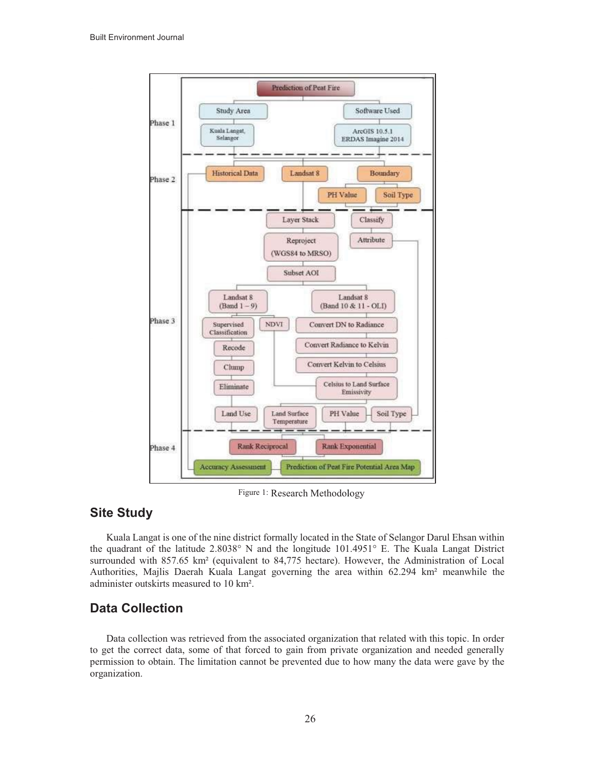Figure 1: Research Methodology

## Site Study

Kuala Langat is one of the nine district formally located in the State of Selangor Darul Ehsan within the quadrant of the latitude 2.8038° N and the longitude 101.4951° E. The Kuala Langat District surrounded with 857.65 km² (equivalent to 84,775 hectare). However, the Administration of Local Authorities, Majlis Daerah Kuala Langat governing the area within 62.294 km² meanwhile the administer outskirts measured to 10 km².

## Data Collection

Data collection was retrieved from the associated organization that related with this topic. In order to get the correct data, some of that forced to gain from private organization and needed generally permission to obtain. The limitation cannot be prevented due to how many the data were gave by the organization.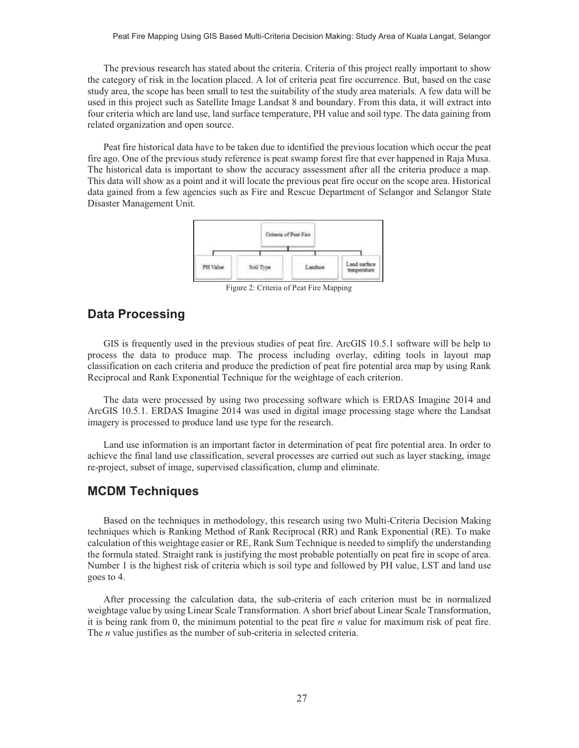The previous research has stated about the criteria. Criteria of this project really important to show the category of risk in the location placed. A lot of criteria peat fire occurrence. But, based on the case study area, the scope has been small to test the suitability of the study area materials. A few data will be used in this project such as Satellite Image Landsat 8 and boundary. From this data, it will extract into four criteria which are land use, land surface temperature, PH value and soil type. The data gaining from related organization and open source.

Peat fire historical data have to be taken due to identified the previous location which occur the peat fire ago. One of the previous study reference is peat swamp forest fire that ever happened in Raja Musa. The historical data is important to show the accuracy assessment after all the criteria produce a map. This data will show as a point and it will locate the previous peat fire occur on the scope area. Historical data gained from a few agencies such as Fire and Rescue Department of Selangor and Selangor State Disaster Management Unit.

Criteria of Peat Fire

PH Value | Soil Type | Landuse | Land surface temperature

Figure 2: Criteria of Peat Fire Mapping

## Data Processing

GIS is frequently used in the previous studies of peat fire. ArcGIS 10.5.1 software will be help to process the data to produce map. The process including overlay, editing tools in layout map classification on each criteria and produce the prediction of peat fire potential area map by using Rank Reciprocal and Rank Exponential Technique for the weightage of each criterion.

The data were processed by using two processing software which is ERDAS Imagine 2014 and ArcGIS 10.5.1. ERDAS Imagine 2014 was used in digital image processing stage where the Landsat imagery is processed to produce land use type for the research.

Land use information is an important factor in determination of peat fire potential area. In order to achieve the final land use classification, several processes are carried out such as layer stacking, image re-project, subset of image, supervised classification, clump and eliminate.

## MCDM Techniques

Based on the techniques in methodology, this research using two Multi-Criteria Decision Making techniques which is Ranking Method of Rank Reciprocal (RR) and Rank Exponential (RE). To make calculation of this weightage easier or RE, Rank Sum Technique is needed to simplify the understanding the formula stated. Straight rank is justifying the most probable potentially on peat fire in scope of area. Number 1 is the highest risk of criteria which is soil type and followed by PH value, LST and land use goes to 4.

After processing the calculation data, the sub-criteria of each criterion must be in normalized weightage value by using Linear Scale Transformation. A short brief about Linear Scale Transformation, it is being rank from 0, the minimum potential to the peat fire *n* value for maximum risk of peat fire. The *n* value justifies as the number of sub-criteria in selected criteria.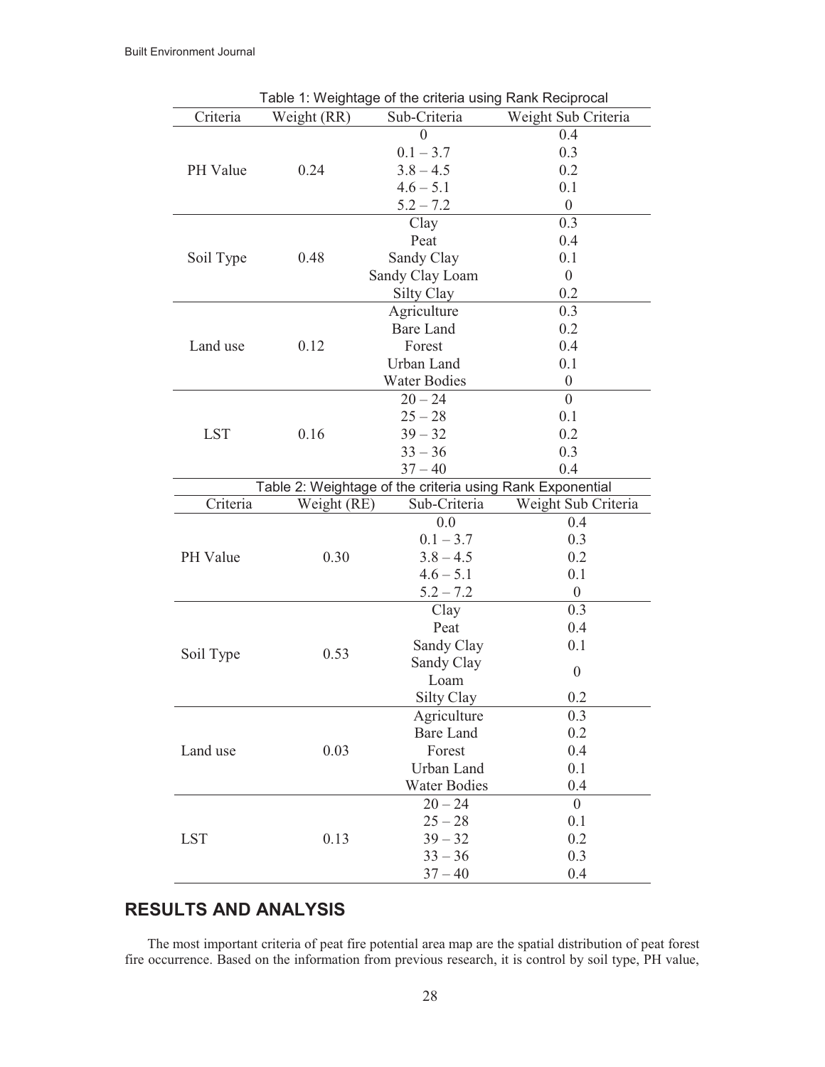Table 1: Weightage of the criteria using Rank Reciprocal

| Criteria | Weight (RR) | Sub-Criteria | Weight Sub Criteria |
|---|---|---|---|
| PH Value | 0.24 | 0 | 0.4 |
| | | 0.1 – 3.7 | 0.3 |
| | | 3.8 – 4.5 | 0.2 |
| | | 4.6 – 5.1 | 0.1 |
| | | 5.2 – 7.2 | 0 |
| Soil Type | 0.48 | Clay | 0.3 |
| | | Peat | 0.4 |
| | | Sandy Clay | 0.1 |
| | | Sandy Clay Loam | 0 |
| | | Silty Clay | 0.2 |
| Land use | 0.12 | Agriculture | 0.3 |
| | | Bare Land | 0.2 |
| | | Forest | 0.4 |
| | | Urban Land | 0.1 |
| | | Water Bodies | 0 |
| LST | 0.16 | 20 – 24 | 0 |
| | | 25 – 28 | 0.1 |
| | | 39 – 32 | 0.2 |
| | | 33 – 36 | 0.3 |
| | | 37 – 40 | 0.4 |

Table 2: Weightage of the criteria using Rank Exponential

| Criteria | Weight (RE) | Sub-Criteria | Weight Sub Criteria |
|---|---|---|---|
| PH Value | 0.30 | 0.0 | 0.4 |
| | | 0.1 – 3.7 | 0.3 |
| | | 3.8 – 4.5 | 0.2 |
| | | 4.6 – 5.1 | 0.1 |
| | | 5.2 – 7.2 | 0 |
| Soil Type | 0.53 | Clay | 0.3 |
| | | Peat | 0.4 |
| | | Sandy Clay | 0.1 |
| | | Sandy Clay Loam | 0 |
| | | Silty Clay | 0.2 |
| Land use | 0.03 | Agriculture | 0.3 |
| | | Bare Land | 0.2 |
| | | Forest | 0.4 |
| | | Urban Land | 0.1 |
| | | Water Bodies | 0.4 |
| LST | 0.13 | 20 – 24 | 0 |
| | | 25 – 28 | 0.1 |
| | | 39 – 32 | 0.2 |
| | | 33 – 36 | 0.3 |
| | | 37 – 40 | 0.4 |

## RESULTS AND ANALYSIS

The most important criteria of peat fire potential area map are the spatial distribution of peat forest fire occurrence. Based on the information from previous research, it is control by soil type, PH value,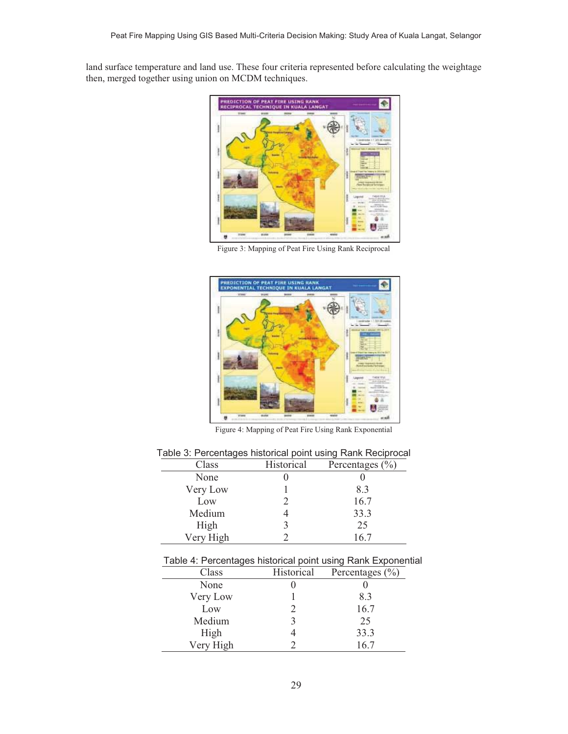land surface temperature and land use. These four criteria represented before calculating the weightage then, merged together using union on MCDM techniques.

Figure 3: Mapping of Peat Fire Using Rank Reciprocal

Figure 4: Mapping of Peat Fire Using Rank Exponential

Table 3: Percentages historical point using Rank Reciprocal

| Class | Historical | Percentages (%) |
|---|---|---|
| None | 0 | 0 |
| Very Low | 1 | 8.3 |
| Low | 2 | 16.7 |
| Medium | 4 | 33.3 |
| High | 3 | 25 |
| Very High | 2 | 16.7 |

Table 4: Percentages historical point using Rank Exponential

| Class | Historical | Percentages (%) |
|---|---|---|
| None | 0 | 0 |
| Very Low | 1 | 8.3 |
| Low | 2 | 16.7 |
| Medium | 3 | 25 |
| High | 4 | 33.3 |
| Very High | 2 | 16.7 |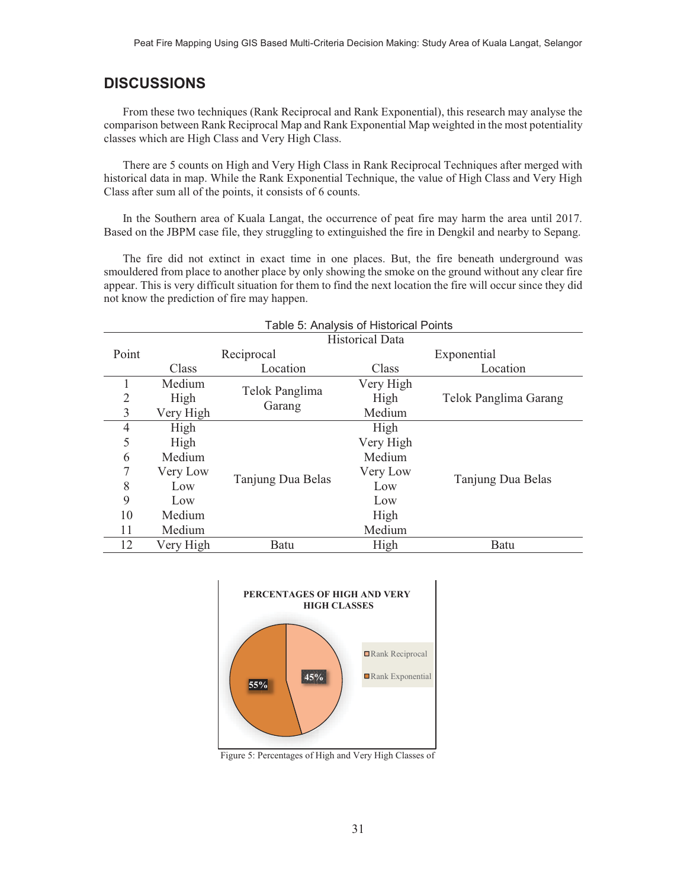## DISCUSSIONS

From these two techniques (Rank Reciprocal and Rank Exponential), this research may analyse the comparison between Rank Reciprocal Map and Rank Exponential Map weighted in the most potentiality classes which are High Class and Very High Class.

There are 5 counts on High and Very High Class in Rank Reciprocal Techniques after merged with historical data in map. While the Rank Exponential Technique, the value of High Class and Very High Class after sum all of the points, it consists of 6 counts.

In the Southern area of Kuala Langat, the occurrence of peat fire may harm the area until 2017. Based on the JBPM case file, they struggling to extinguished the fire in Dengkil and nearby to Sepang.

The fire did not extinct in exact time in one places. But, the fire beneath underground was smouldered from place to another place by only showing the smoke on the ground without any clear fire appear. This is very difficult situation for them to find the next location the fire will occur since they did not know the prediction of fire may happen.

Table 5: Analysis of Historical Points

| Point | Historical Data | | | |
|---|---|---|---|---|
| | Reciprocal | | Exponential | |
| | Class | Location | Class | Location |
| 1 | Medium | Telok Panglima Garang | Very High | Telok Panglima Garang |
| 2 | High | | High | |
| 3 | Very High | | Medium | |
| 4 | High | Tanjung Dua Belas | High | Tanjung Dua Belas |
| 5 | High | | Very High | |
| 6 | Medium | | Medium | |
| 7 | Very Low | | Very Low | |
| 8 | Low | | Low | |
| 9 | Low | | Low | |
| 10 | Medium | | High | |
| 11 | Medium | | Medium | |
| 12 | Very High | Batu | High | Batu |

**PERCENTAGES OF HIGH AND VERY HIGH CLASSES**

| Technique | Percentage |
|---|---|
| Rank Reciprocal | 45% |
| Rank Exponential | 55% |

Figure 5: Percentages of High and Very High Classes of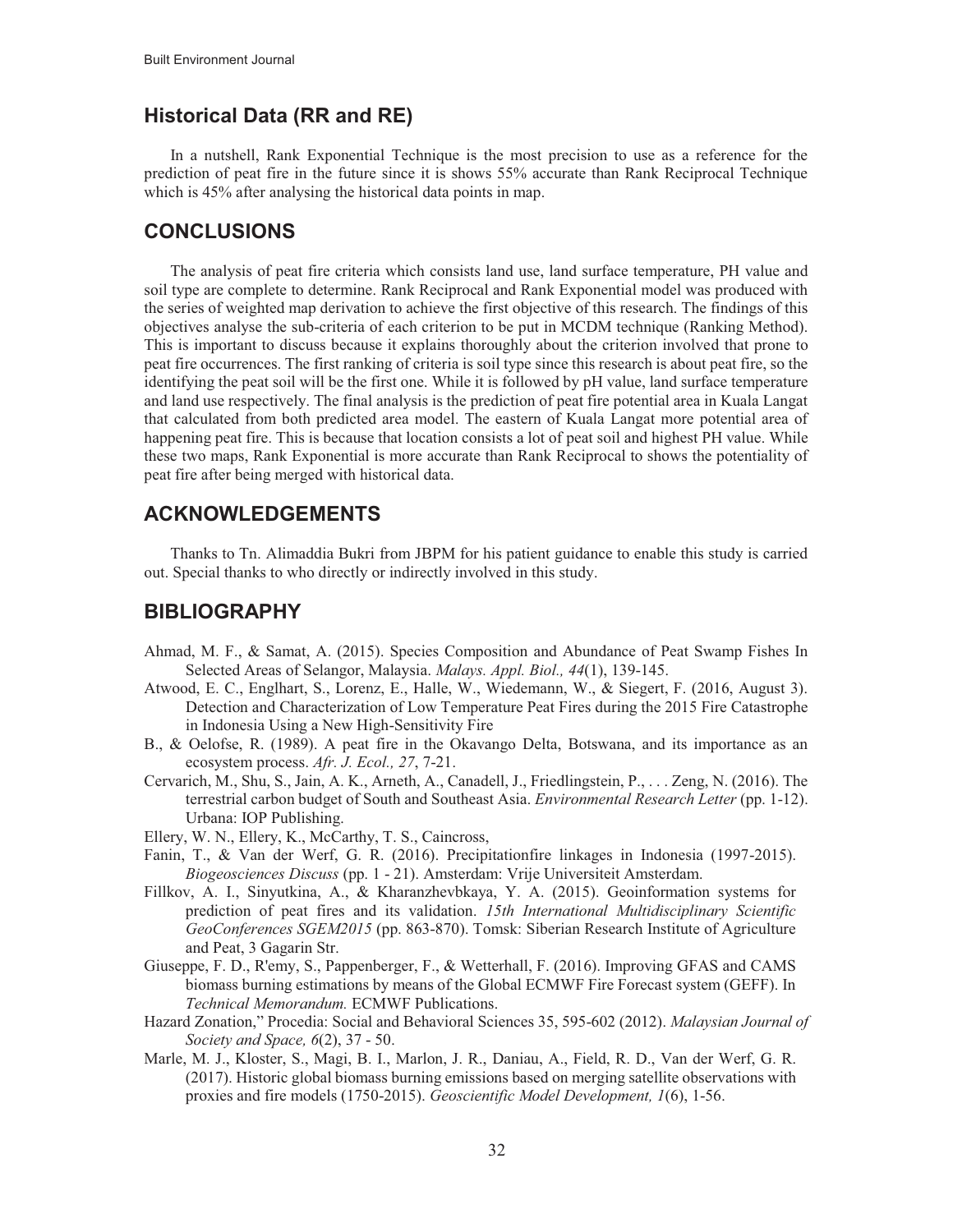## Historical Data (RR and RE)

In a nutshell, Rank Exponential Technique is the most precision to use as a reference for the prediction of peat fire in the future since it is shows 55% accurate than Rank Reciprocal Technique which is 45% after analysing the historical data points in map.

## CONCLUSIONS

The analysis of peat fire criteria which consists land use, land surface temperature, PH value and soil type are complete to determine. Rank Reciprocal and Rank Exponential model was produced with the series of weighted map derivation to achieve the first objective of this research. The findings of this objectives analyse the sub-criteria of each criterion to be put in MCDM technique (Ranking Method). This is important to discuss because it explains thoroughly about the criterion involved that prone to peat fire occurrences. The first ranking of criteria is soil type since this research is about peat fire, so the identifying the peat soil will be the first one. While it is followed by pH value, land surface temperature and land use respectively. The final analysis is the prediction of peat fire potential area in Kuala Langat that calculated from both predicted area model. The eastern of Kuala Langat more potential area of happening peat fire. This is because that location consists a lot of peat soil and highest PH value. While these two maps, Rank Exponential is more accurate than Rank Reciprocal to shows the potentiality of peat fire after being merged with historical data.

## ACKNOWLEDGEMENTS

Thanks to Tn. Alimaddia Bukri from JBPM for his patient guidance to enable this study is carried out. Special thanks to who directly or indirectly involved in this study.

## BIBLIOGRAPHY

Ahmad, M. F., & Samat, A. (2015). Species Composition and Abundance of Peat Swamp Fishes In Selected Areas of Selangor, Malaysia. *Malays. Appl. Biol., 44*(1), 139-145.

Atwood, E. C., Englhart, S., Lorenz, E., Halle, W., Wiedemann, W., & Siegert, F. (2016, August 3). Detection and Characterization of Low Temperature Peat Fires during the 2015 Fire Catastrophe in Indonesia Using a New High-Sensitivity Fire

B., & Oelofse, R. (1989). A peat fire in the Okavango Delta, Botswana, and its importance as an ecosystem process. *Afr. J. Ecol., 27*, 7-21.

Cervarich, M., Shu, S., Jain, A. K., Arneth, A., Canadell, J., Friedlingstein, P., . . . Zeng, N. (2016). The terrestrial carbon budget of South and Southeast Asia. *Environmental Research Letter* (pp. 1-12). Urbana: IOP Publishing.

Ellery, W. N., Ellery, K., McCarthy, T. S., Caincross,

Fanin, T., & Van der Werf, G. R. (2016). Precipitationfire linkages in Indonesia (1997-2015). *Biogeosciences Discuss* (pp. 1 - 21). Amsterdam: Vrije Universiteit Amsterdam.

Fillkov, A. I., Sinyutkina, A., & Kharanzhevbkaya, Y. A. (2015). Geoinformation systems for prediction of peat fires and its validation. *15th International Multidisciplinary Scientific GeoConferences SGEM2015* (pp. 863-870). Tomsk: Siberian Research Institute of Agriculture and Peat, 3 Gagarin Str.

Giuseppe, F. D., R'emy, S., Pappenberger, F., & Wetterhall, F. (2016). Improving GFAS and CAMS biomass burning estimations by means of the Global ECMWF Fire Forecast system (GEFF). In *Technical Memorandum.* ECMWF Publications.

Hazard Zonation," Procedia: Social and Behavioral Sciences 35, 595-602 (2012). *Malaysian Journal of Society and Space, 6*(2), 37 - 50.

Marle, M. J., Kloster, S., Magi, B. I., Marlon, J. R., Daniau, A., Field, R. D., Van der Werf, G. R. (2017). Historic global biomass burning emissions based on merging satellite observations with proxies and fire models (1750-2015). *Geoscientific Model Development, 1*(6), 1-56.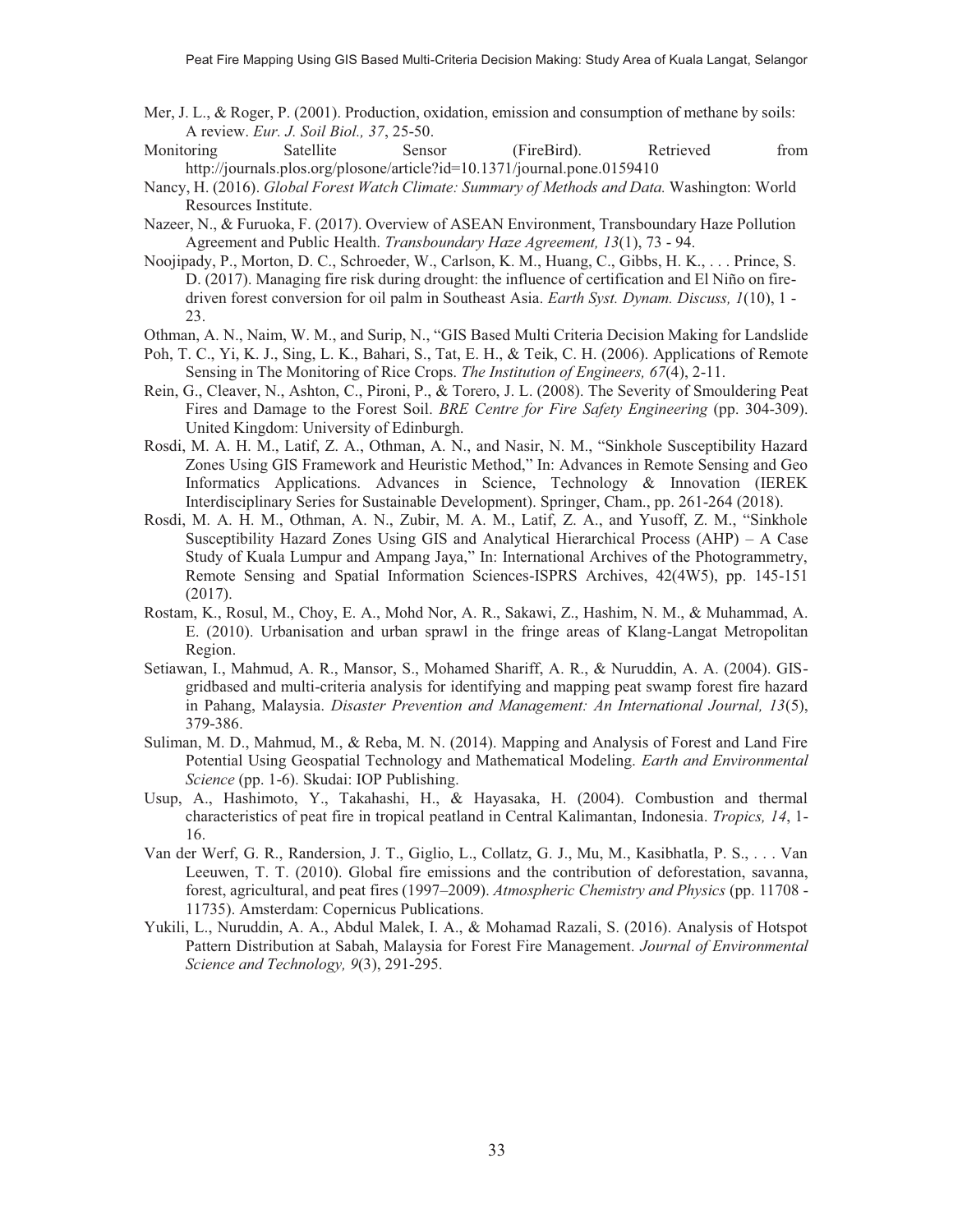Mer, J. L., & Roger, P. (2001). Production, oxidation, emission and consumption of methane by soils: A review. *Eur. J. Soil Biol., 37*, 25-50.

Monitoring Satellite Sensor (FireBird). Retrieved from http://journals.plos.org/plosone/article?id=10.1371/journal.pone.0159410

Nancy, H. (2016). *Global Forest Watch Climate: Summary of Methods and Data.* Washington: World Resources Institute.

Nazeer, N., & Furuoka, F. (2017). Overview of ASEAN Environment, Transboundary Haze Pollution Agreement and Public Health. *Transboundary Haze Agreement, 13*(1), 73 - 94.

Noojipady, P., Morton, D. C., Schroeder, W., Carlson, K. M., Huang, C., Gibbs, H. K., . . . Prince, S. D. (2017). Managing fire risk during drought: the influence of certification and El Niño on fire-driven forest conversion for oil palm in Southeast Asia. *Earth Syst. Dynam. Discuss, 1*(10), 1 - 23.

Othman, A. N., Naim, W. M., and Surip, N., "GIS Based Multi Criteria Decision Making for Landslide

Poh, T. C., Yi, K. J., Sing, L. K., Bahari, S., Tat, E. H., & Teik, C. H. (2006). Applications of Remote Sensing in The Monitoring of Rice Crops. *The Institution of Engineers, 67*(4), 2-11.

Rein, G., Cleaver, N., Ashton, C., Pironi, P., & Torero, J. L. (2008). The Severity of Smouldering Peat Fires and Damage to the Forest Soil. *BRE Centre for Fire Safety Engineering* (pp. 304-309). United Kingdom: University of Edinburgh.

Rosdi, M. A. H. M., Latif, Z. A., Othman, A. N., and Nasir, N. M., "Sinkhole Susceptibility Hazard Zones Using GIS Framework and Heuristic Method," In: Advances in Remote Sensing and Geo Informatics Applications. Advances in Science, Technology & Innovation (IEREK Interdisciplinary Series for Sustainable Development). Springer, Cham., pp. 261-264 (2018).

Rosdi, M. A. H. M., Othman, A. N., Zubir, M. A. M., Latif, Z. A., and Yusoff, Z. M., "Sinkhole Susceptibility Hazard Zones Using GIS and Analytical Hierarchical Process (AHP) – A Case Study of Kuala Lumpur and Ampang Jaya," In: International Archives of the Photogrammetry, Remote Sensing and Spatial Information Sciences-ISPRS Archives, 42(4W5), pp. 145-151 (2017).

Rostam, K., Rosul, M., Choy, E. A., Mohd Nor, A. R., Sakawi, Z., Hashim, N. M., & Muhammad, A. E. (2010). Urbanisation and urban sprawl in the fringe areas of Klang-Langat Metropolitan Region.

Setiawan, I., Mahmud, A. R., Mansor, S., Mohamed Shariff, A. R., & Nuruddin, A. A. (2004). GIS-gridbased and multi-criteria analysis for identifying and mapping peat swamp forest fire hazard in Pahang, Malaysia. *Disaster Prevention and Management: An International Journal, 13*(5), 379-386.

Suliman, M. D., Mahmud, M., & Reba, M. N. (2014). Mapping and Analysis of Forest and Land Fire Potential Using Geospatial Technology and Mathematical Modeling. *Earth and Environmental Science* (pp. 1-6). Skudai: IOP Publishing.

Usup, A., Hashimoto, Y., Takahashi, H., & Hayasaka, H. (2004). Combustion and thermal characteristics of peat fire in tropical peatland in Central Kalimantan, Indonesia. *Tropics, 14*, 1-16.

Van der Werf, G. R., Randersion, J. T., Giglio, L., Collatz, G. J., Mu, M., Kasibhatla, P. S., . . . Van Leeuwen, T. T. (2010). Global fire emissions and the contribution of deforestation, savanna, forest, agricultural, and peat fires (1997–2009). *Atmospheric Chemistry and Physics* (pp. 11708 - 11735). Amsterdam: Copernicus Publications.

Yukili, L., Nuruddin, A. A., Abdul Malek, I. A., & Mohamad Razali, S. (2016). Analysis of Hotspot Pattern Distribution at Sabah, Malaysia for Forest Fire Management. *Journal of Environmental Science and Technology, 9*(3), 291-295.